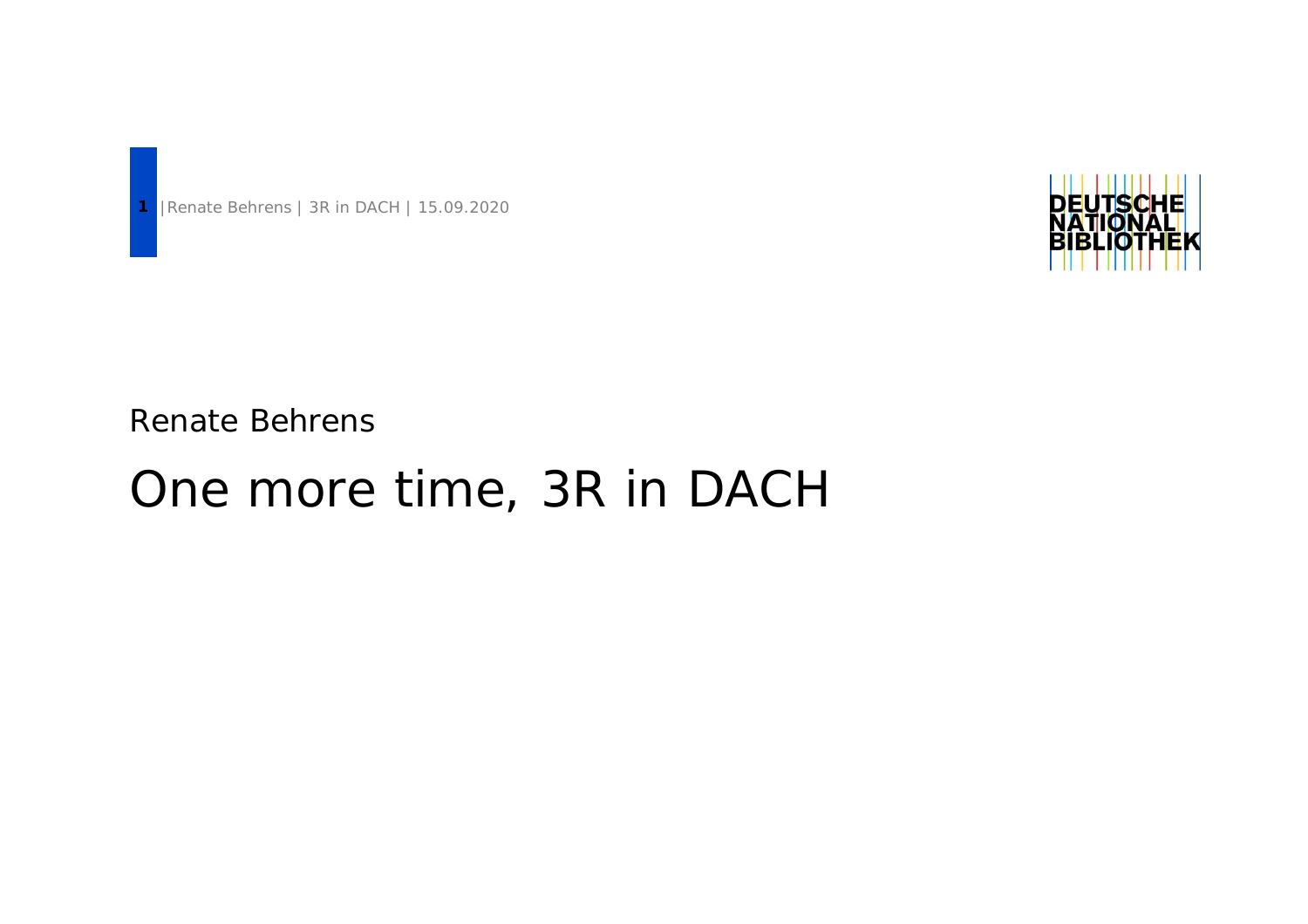Renate Behrens

# One more time, 3R in DACH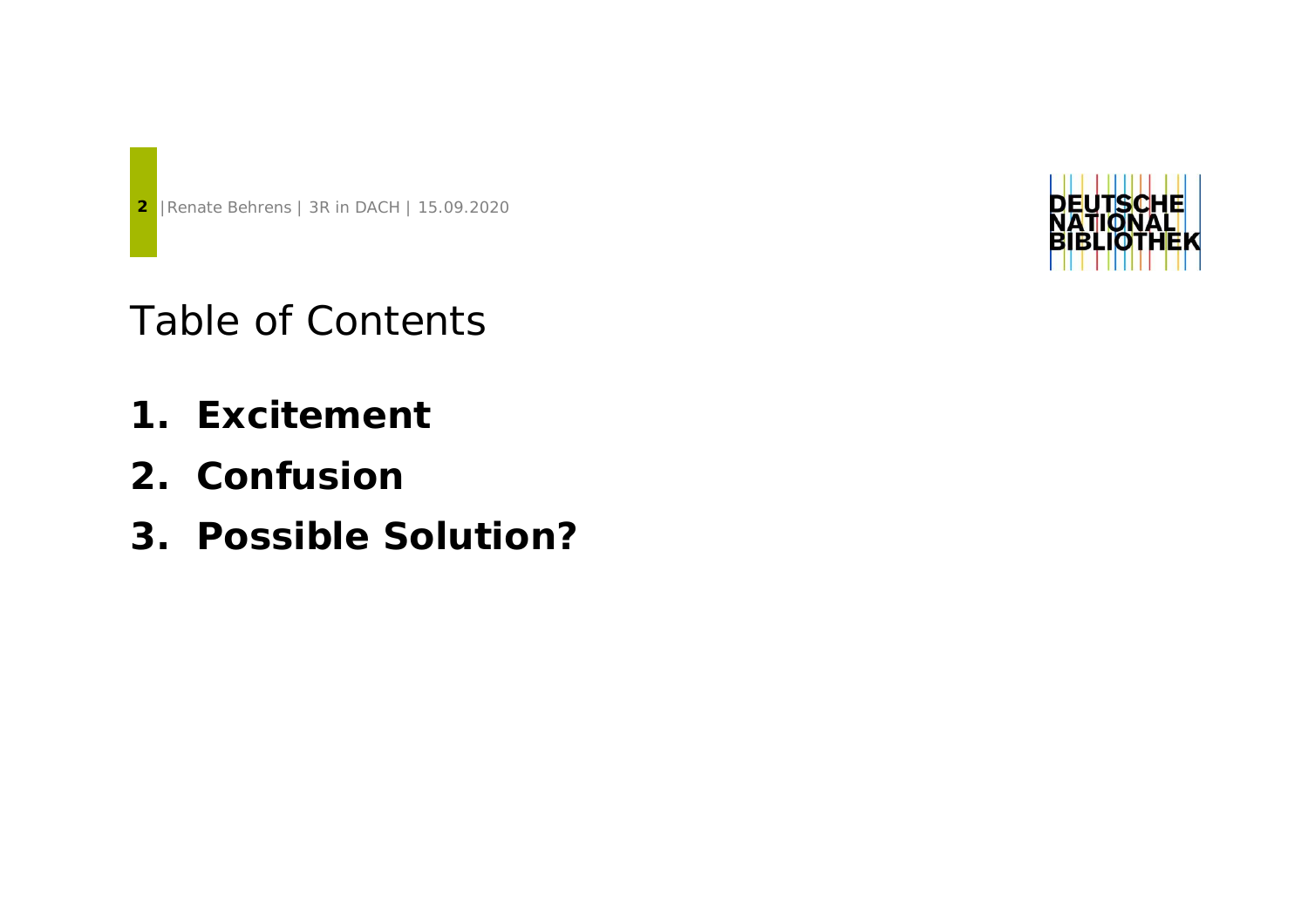# Table of Contents

1. **Excitement**
2. **Confusion**
3. **Possible Solution?**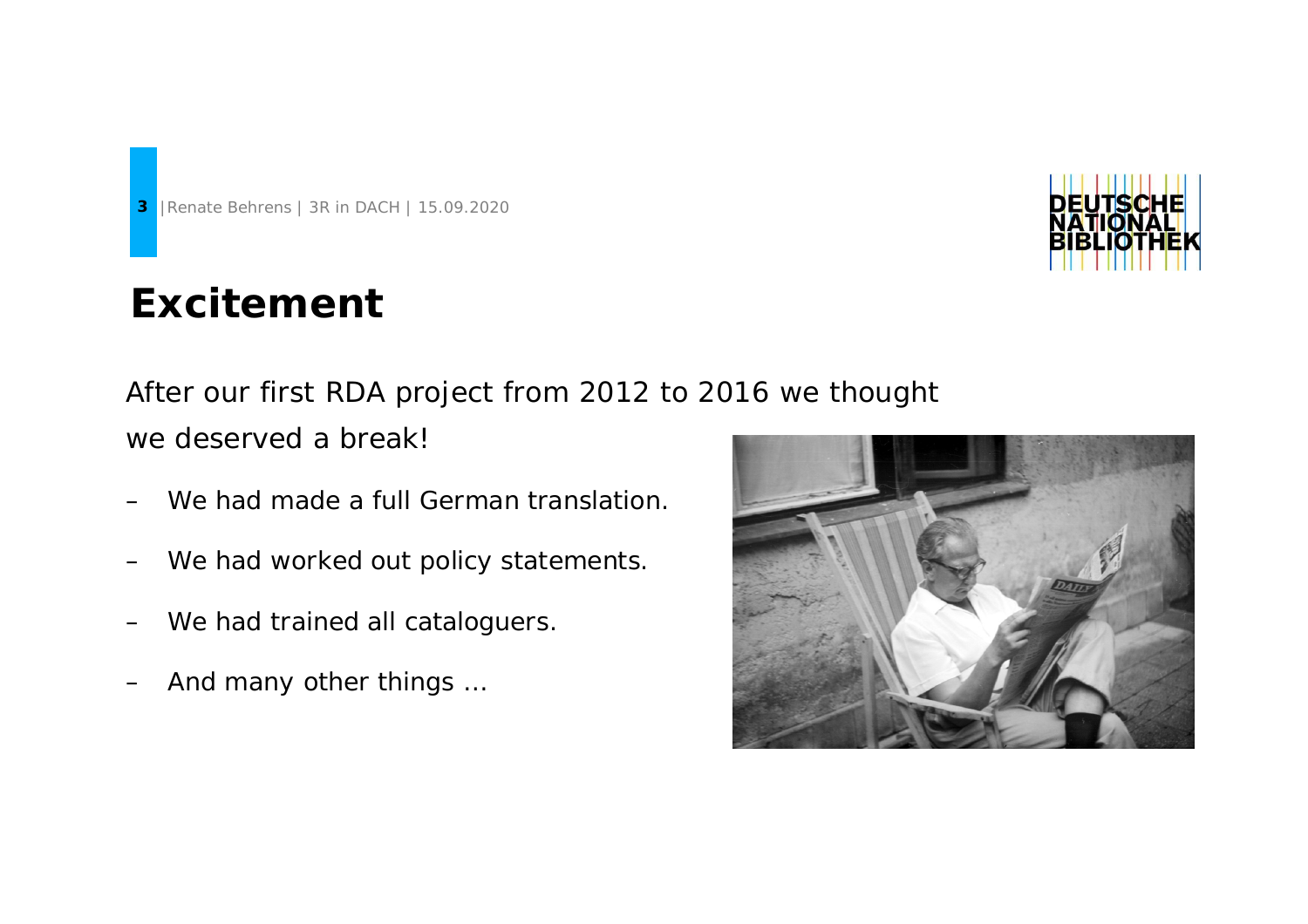# Excitement

After our first RDA project from 2012 to 2016 we thought we deserved a break!

- We had made a full German translation.
- We had worked out policy statements.
- We had trained all cataloguers.
- And many other things …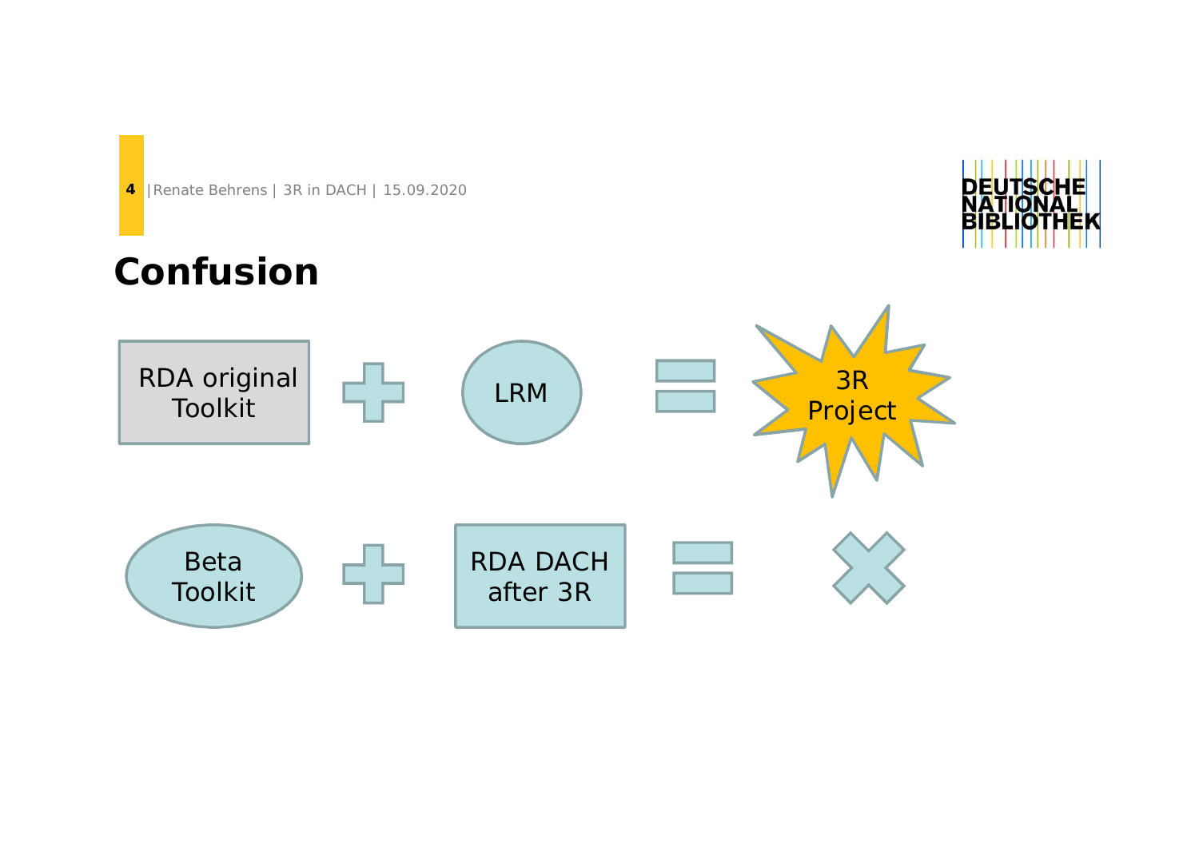# Confusion

RDA original Toolkit + LRM = 3R Project

Beta Toolkit + RDA DACH after 3R = ✕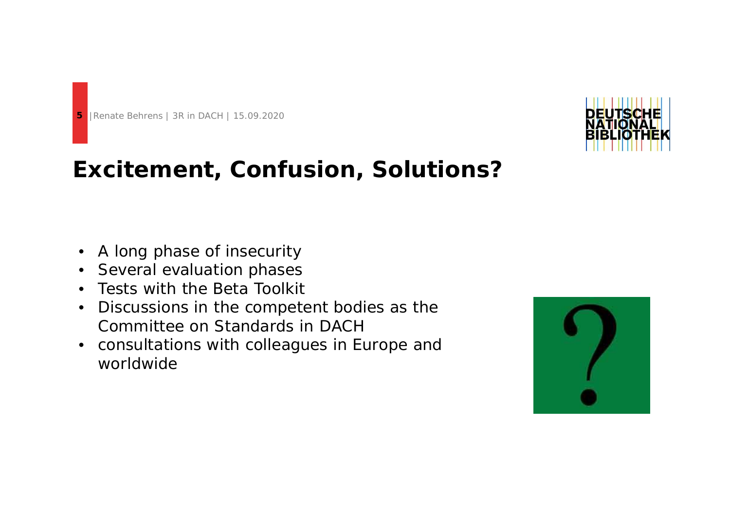# Excitement, Confusion, Solutions?

- A long phase of insecurity
- Several evaluation phases
- Tests with the Beta Toolkit
- Discussions in the competent bodies as the Committee on Standards in DACH
- consultations with colleagues in Europe and worldwide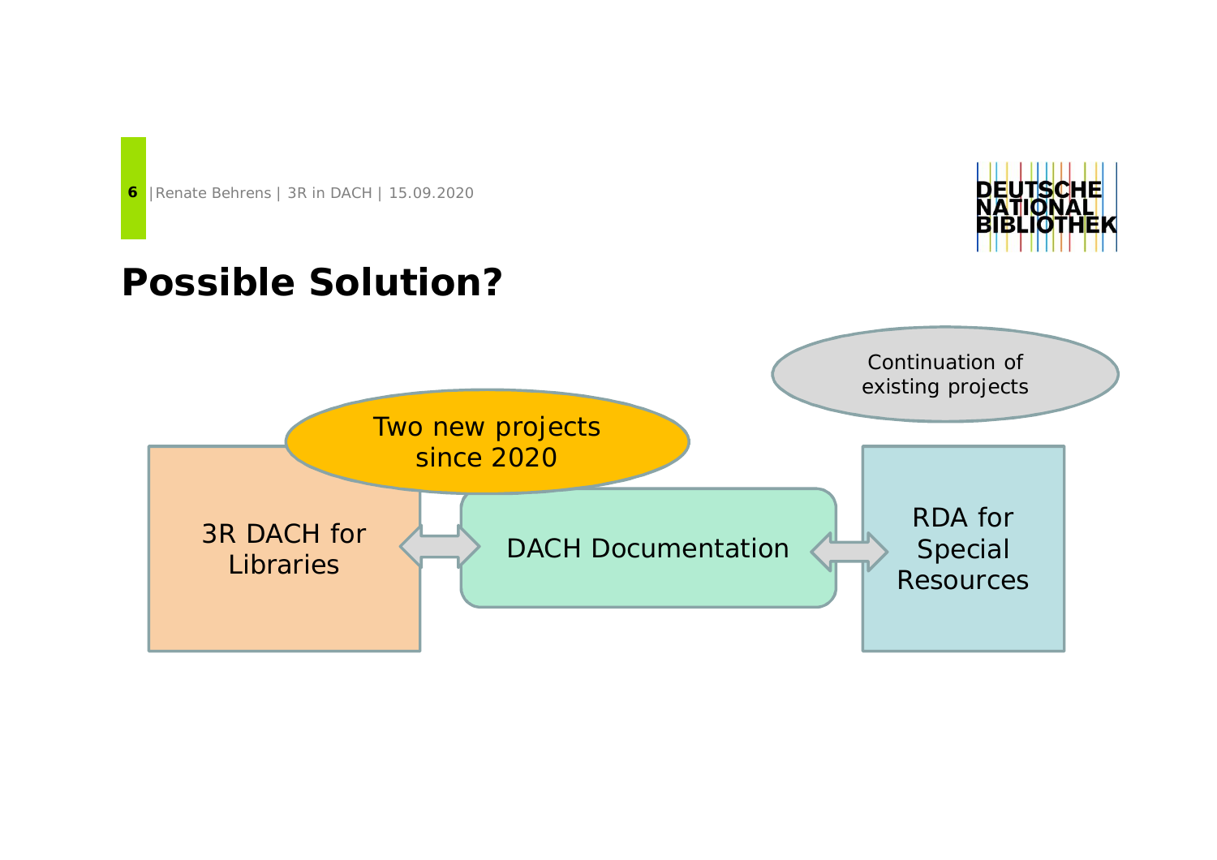# Possible Solution?

Continuation of existing projects

Two new projects since 2020

3R DACH for Libraries ⇔ DACH Documentation ⇔ RDA for Special Resources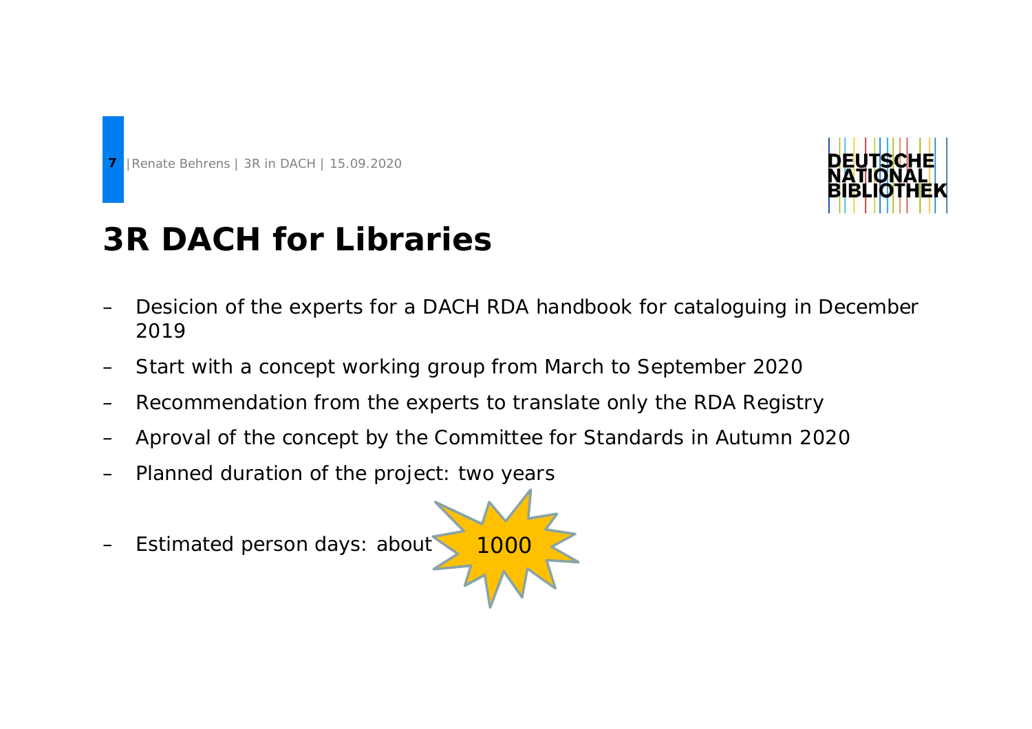# 3R DACH for Libraries

- Desicion of the experts for a DACH RDA handbook for cataloguing in December 2019
- Start with a concept working group from March to September 2020
- Recommendation from the experts to translate only the RDA Registry
- Aproval of the concept by the Committee for Standards in Autumn 2020
- Planned duration of the project: two years
- Estimated person days: about 1000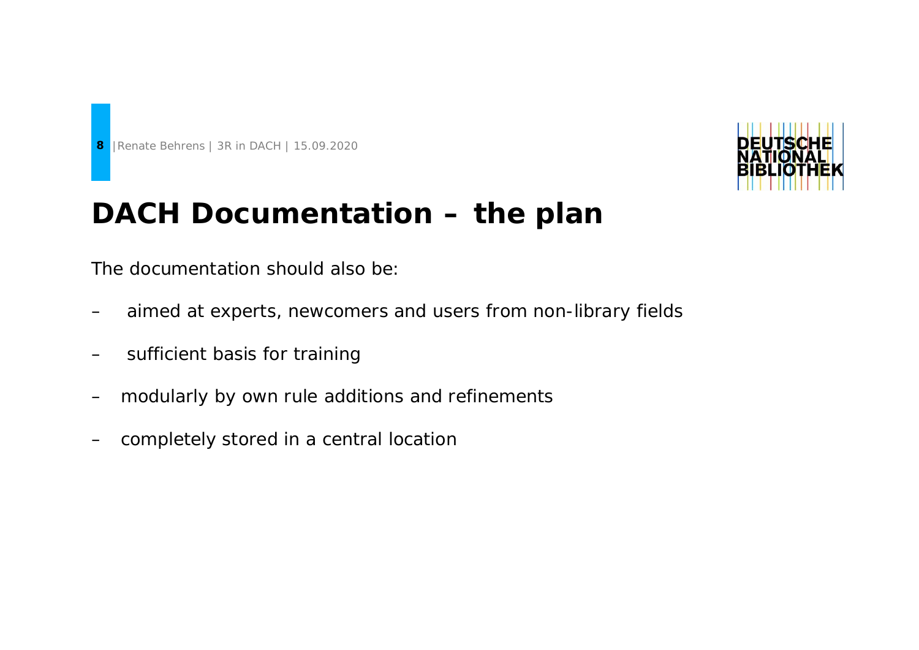# DACH Documentation – the plan

The documentation should also be:

- aimed at experts, newcomers and users from non-library fields
- sufficient basis for training
- modularly by own rule additions and refinements
- completely stored in a central location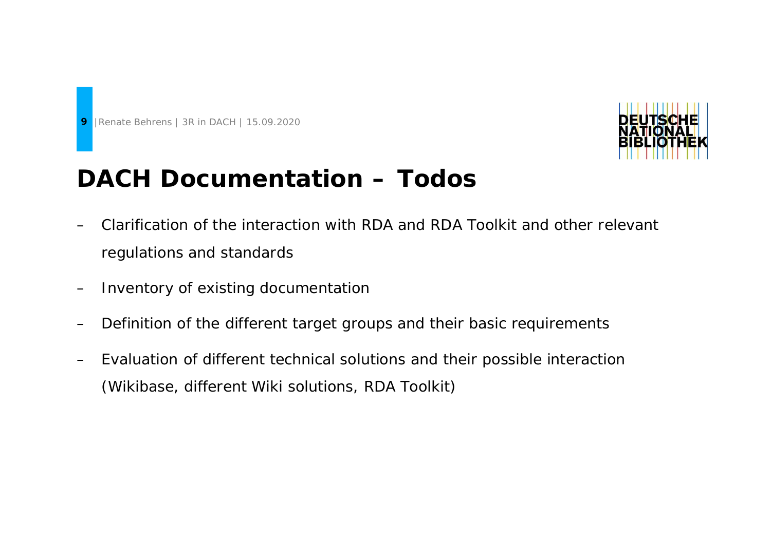# DACH Documentation – Todos

- Clarification of the interaction with RDA and RDA Toolkit and other relevant regulations and standards
- Inventory of existing documentation
- Definition of the different target groups and their basic requirements
- Evaluation of different technical solutions and their possible interaction (Wikibase, different Wiki solutions, RDA Toolkit)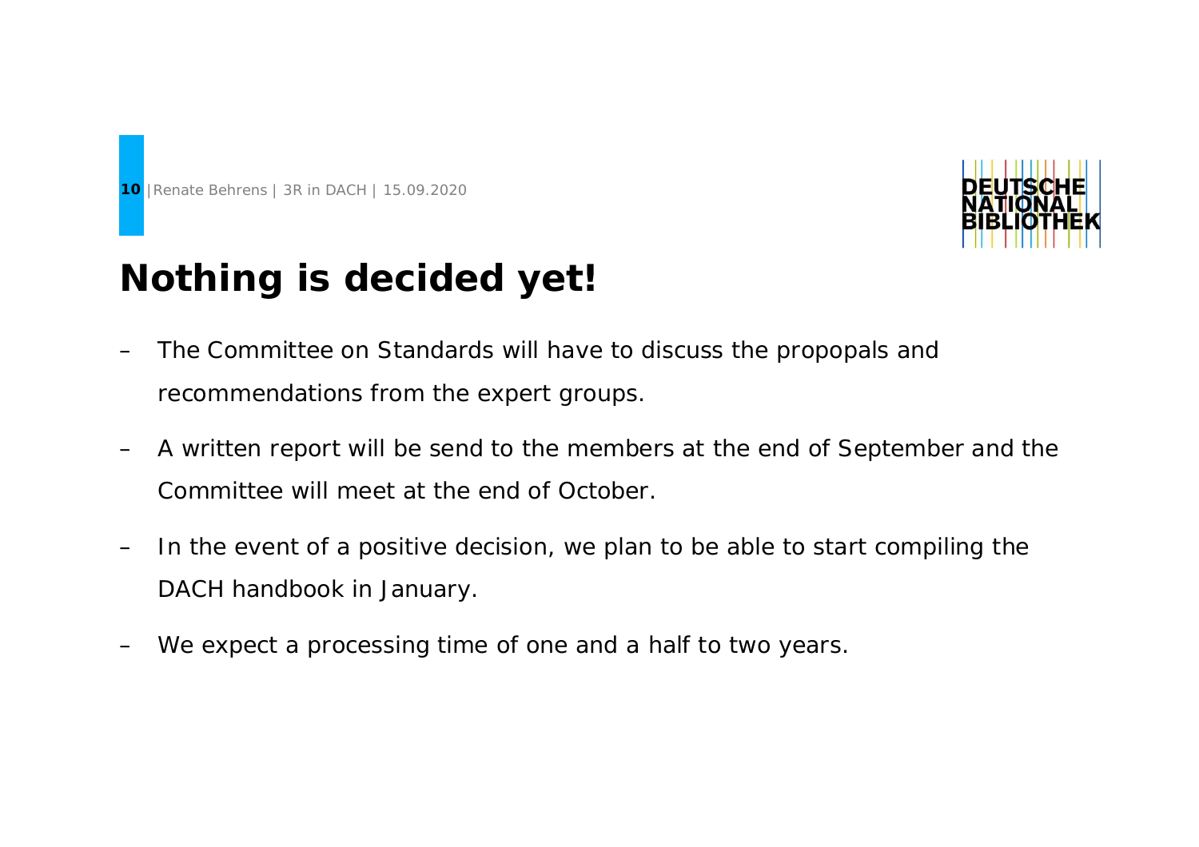# Nothing is decided yet!

- The Committee on Standards will have to discuss the propopals and recommendations from the expert groups.
- A written report will be send to the members at the end of September and the Committee will meet at the end of October.
- In the event of a positive decision, we plan to be able to start compiling the DACH handbook in January.
- We expect a processing time of one and a half to two years.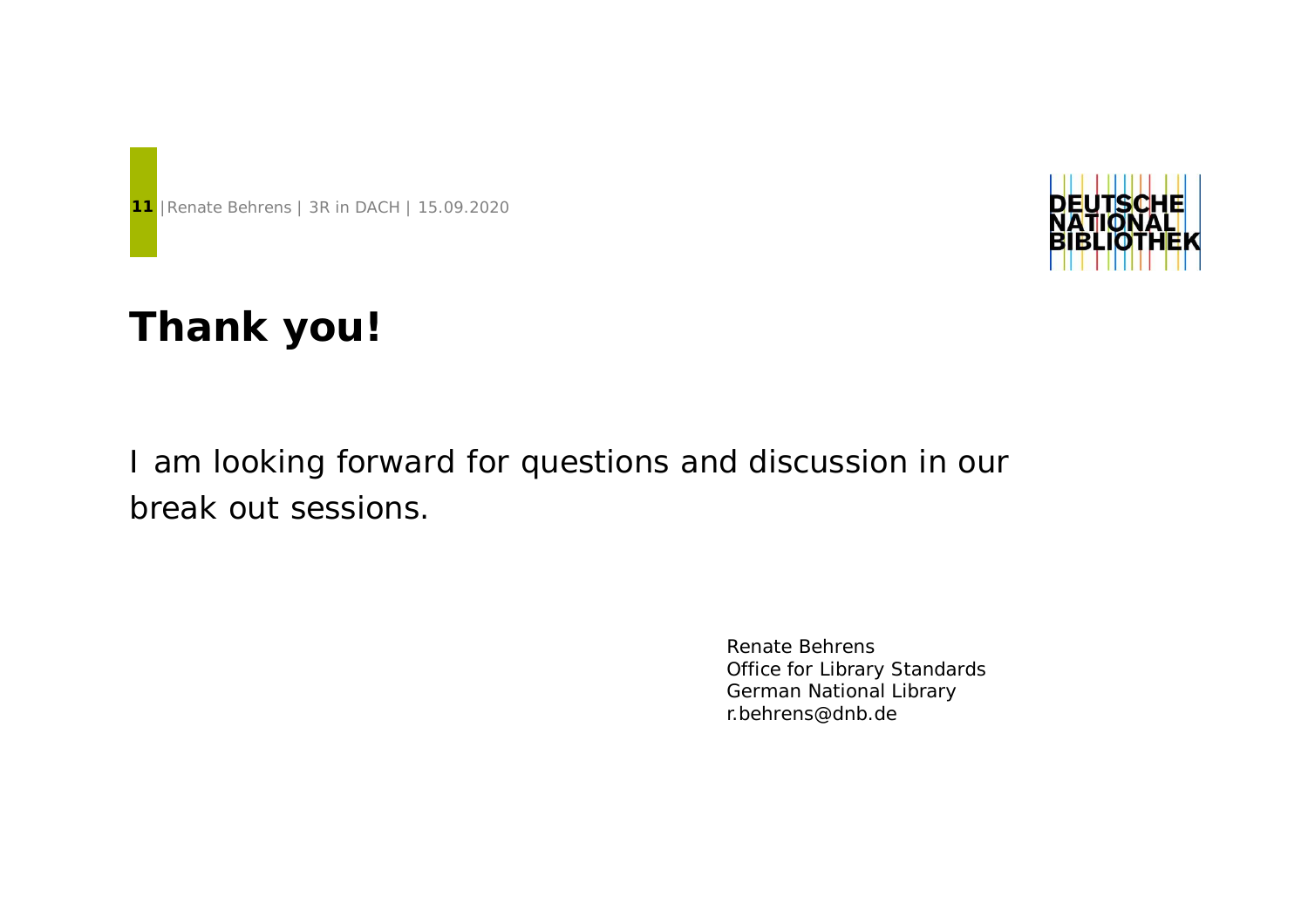# Thank you!

I am looking forward for questions and discussion in our break out sessions.

Renate Behrens
Office for Library Standards
German National Library
r.behrens@dnb.de